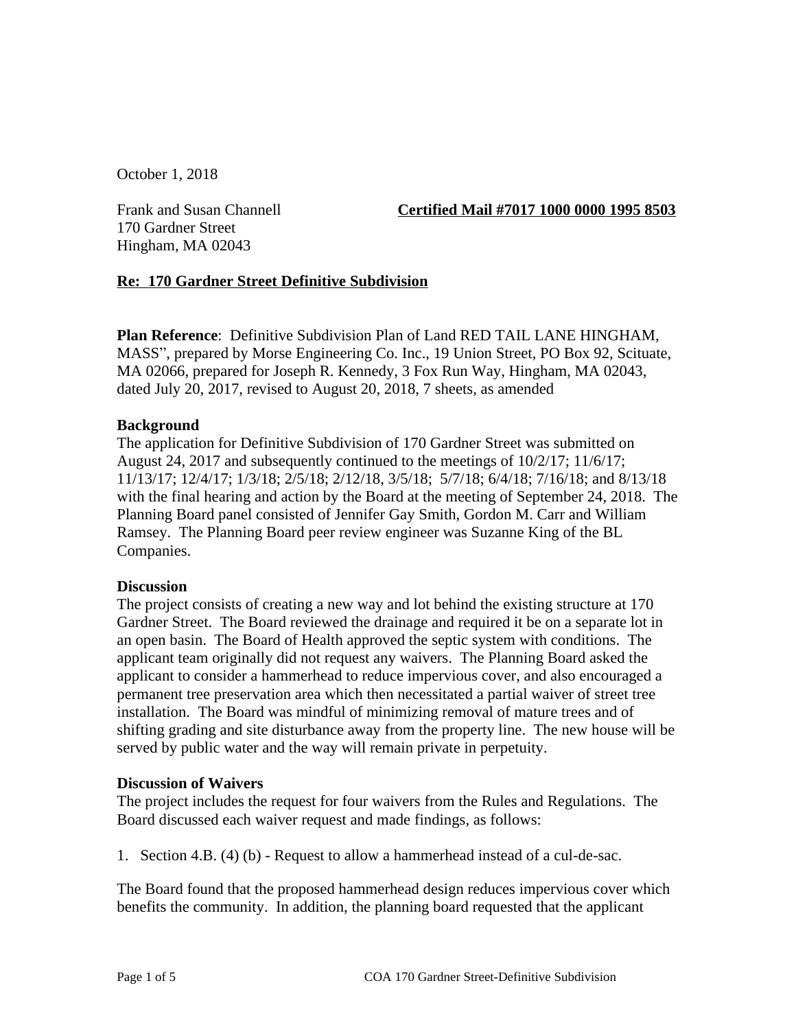October 1, 2018

Frank and Susan Channell
170 Gardner Street
Hingham, MA 02043

**Certified Mail #7017 1000 0000 1995 8503**

**Re: 170 Gardner Street Definitive Subdivision**

**Plan Reference**: Definitive Subdivision Plan of Land RED TAIL LANE HINGHAM, MASS", prepared by Morse Engineering Co. Inc., 19 Union Street, PO Box 92, Scituate, MA 02066, prepared for Joseph R. Kennedy, 3 Fox Run Way, Hingham, MA 02043, dated July 20, 2017, revised to August 20, 2018, 7 sheets, as amended

**Background**

The application for Definitive Subdivision of 170 Gardner Street was submitted on August 24, 2017 and subsequently continued to the meetings of 10/2/17; 11/6/17; 11/13/17; 12/4/17; 1/3/18; 2/5/18; 2/12/18, 3/5/18; 5/7/18; 6/4/18; 7/16/18; and 8/13/18 with the final hearing and action by the Board at the meeting of September 24, 2018. The Planning Board panel consisted of Jennifer Gay Smith, Gordon M. Carr and William Ramsey. The Planning Board peer review engineer was Suzanne King of the BL Companies.

**Discussion**

The project consists of creating a new way and lot behind the existing structure at 170 Gardner Street. The Board reviewed the drainage and required it be on a separate lot in an open basin. The Board of Health approved the septic system with conditions. The applicant team originally did not request any waivers. The Planning Board asked the applicant to consider a hammerhead to reduce impervious cover, and also encouraged a permanent tree preservation area which then necessitated a partial waiver of street tree installation. The Board was mindful of minimizing removal of mature trees and of shifting grading and site disturbance away from the property line. The new house will be served by public water and the way will remain private in perpetuity.

**Discussion of Waivers**

The project includes the request for four waivers from the Rules and Regulations. The Board discussed each waiver request and made findings, as follows:

1. Section 4.B. (4) (b) - Request to allow a hammerhead instead of a cul-de-sac.

The Board found that the proposed hammerhead design reduces impervious cover which benefits the community. In addition, the planning board requested that the applicant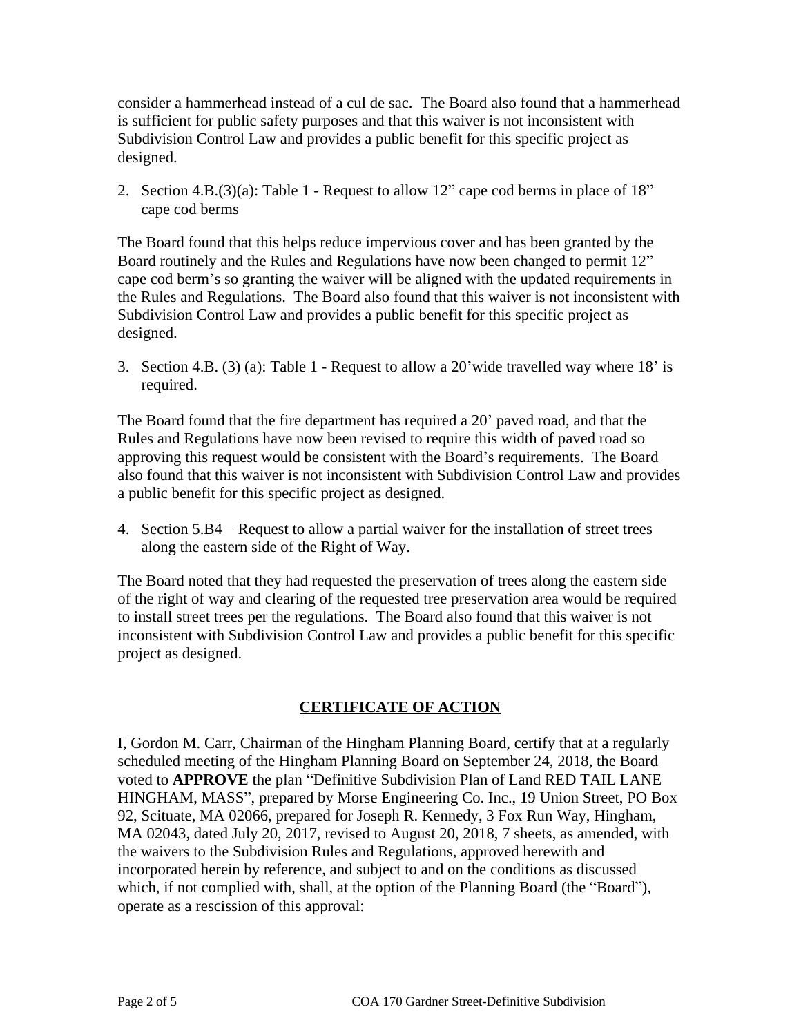consider a hammerhead instead of a cul de sac. The Board also found that a hammerhead is sufficient for public safety purposes and that this waiver is not inconsistent with Subdivision Control Law and provides a public benefit for this specific project as designed.

2. Section 4.B.(3)(a): Table 1 - Request to allow 12" cape cod berms in place of 18" cape cod berms

The Board found that this helps reduce impervious cover and has been granted by the Board routinely and the Rules and Regulations have now been changed to permit 12" cape cod berm's so granting the waiver will be aligned with the updated requirements in the Rules and Regulations. The Board also found that this waiver is not inconsistent with Subdivision Control Law and provides a public benefit for this specific project as designed.

3. Section 4.B. (3) (a): Table 1 - Request to allow a 20'wide travelled way where 18' is required.

The Board found that the fire department has required a 20' paved road, and that the Rules and Regulations have now been revised to require this width of paved road so approving this request would be consistent with the Board's requirements. The Board also found that this waiver is not inconsistent with Subdivision Control Law and provides a public benefit for this specific project as designed.

4. Section 5.B4 – Request to allow a partial waiver for the installation of street trees along the eastern side of the Right of Way.

The Board noted that they had requested the preservation of trees along the eastern side of the right of way and clearing of the requested tree preservation area would be required to install street trees per the regulations. The Board also found that this waiver is not inconsistent with Subdivision Control Law and provides a public benefit for this specific project as designed.

## CERTIFICATE OF ACTION

I, Gordon M. Carr, Chairman of the Hingham Planning Board, certify that at a regularly scheduled meeting of the Hingham Planning Board on September 24, 2018, the Board voted to **APPROVE** the plan "Definitive Subdivision Plan of Land RED TAIL LANE HINGHAM, MASS", prepared by Morse Engineering Co. Inc., 19 Union Street, PO Box 92, Scituate, MA 02066, prepared for Joseph R. Kennedy, 3 Fox Run Way, Hingham, MA 02043, dated July 20, 2017, revised to August 20, 2018, 7 sheets, as amended, with the waivers to the Subdivision Rules and Regulations, approved herewith and incorporated herein by reference, and subject to and on the conditions as discussed which, if not complied with, shall, at the option of the Planning Board (the "Board"), operate as a rescission of this approval: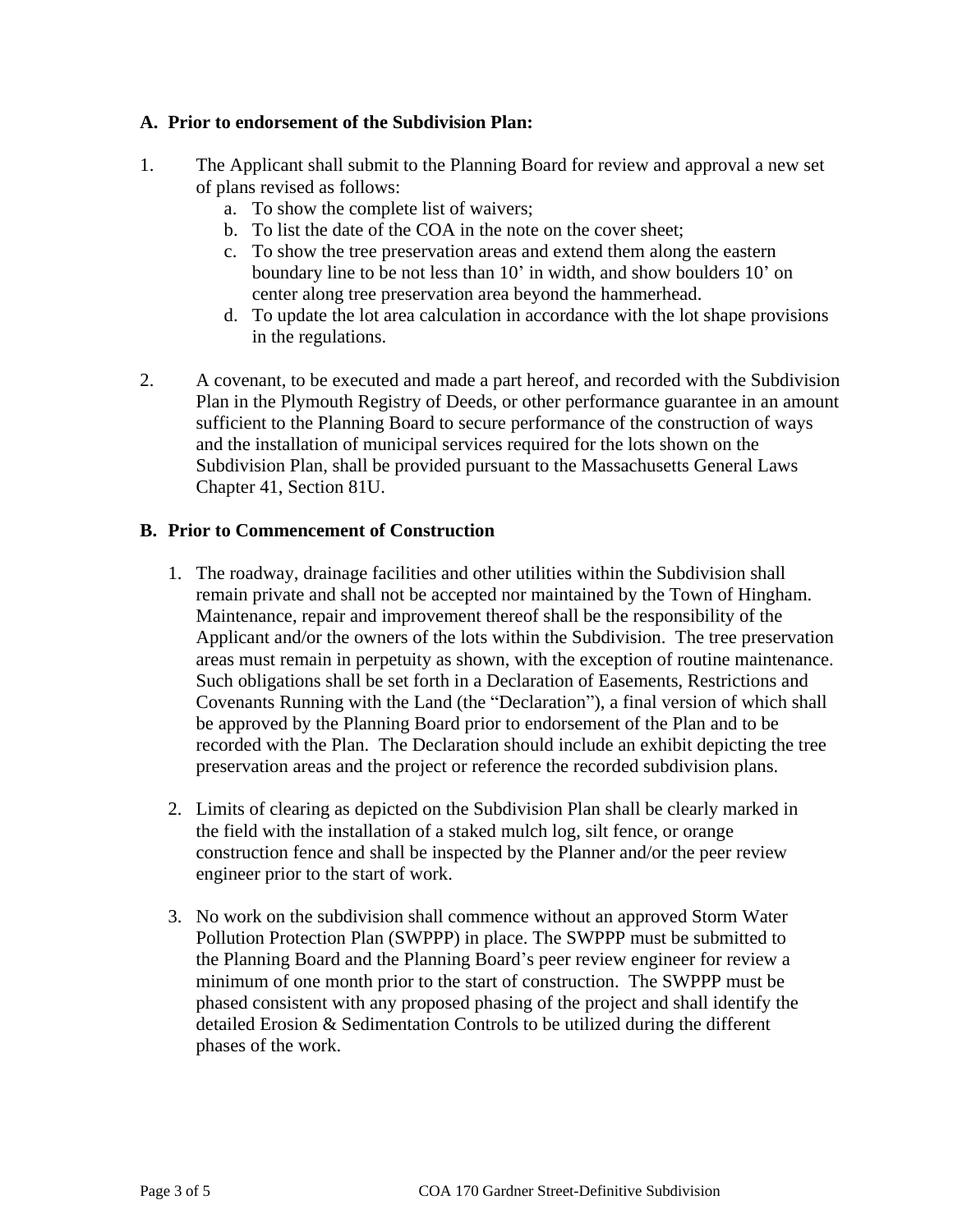### A. Prior to endorsement of the Subdivision Plan:

1. The Applicant shall submit to the Planning Board for review and approval a new set of plans revised as follows:
    a. To show the complete list of waivers;
    b. To list the date of the COA in the note on the cover sheet;
    c. To show the tree preservation areas and extend them along the eastern boundary line to be not less than 10' in width, and show boulders 10' on center along tree preservation area beyond the hammerhead.
    d. To update the lot area calculation in accordance with the lot shape provisions in the regulations.

2. A covenant, to be executed and made a part hereof, and recorded with the Subdivision Plan in the Plymouth Registry of Deeds, or other performance guarantee in an amount sufficient to the Planning Board to secure performance of the construction of ways and the installation of municipal services required for the lots shown on the Subdivision Plan, shall be provided pursuant to the Massachusetts General Laws Chapter 41, Section 81U.

### B. Prior to Commencement of Construction

1. The roadway, drainage facilities and other utilities within the Subdivision shall remain private and shall not be accepted nor maintained by the Town of Hingham. Maintenance, repair and improvement thereof shall be the responsibility of the Applicant and/or the owners of the lots within the Subdivision. The tree preservation areas must remain in perpetuity as shown, with the exception of routine maintenance. Such obligations shall be set forth in a Declaration of Easements, Restrictions and Covenants Running with the Land (the "Declaration"), a final version of which shall be approved by the Planning Board prior to endorsement of the Plan and to be recorded with the Plan. The Declaration should include an exhibit depicting the tree preservation areas and the project or reference the recorded subdivision plans.

2. Limits of clearing as depicted on the Subdivision Plan shall be clearly marked in the field with the installation of a staked mulch log, silt fence, or orange construction fence and shall be inspected by the Planner and/or the peer review engineer prior to the start of work.

3. No work on the subdivision shall commence without an approved Storm Water Pollution Protection Plan (SWPPP) in place. The SWPPP must be submitted to the Planning Board and the Planning Board's peer review engineer for review a minimum of one month prior to the start of construction. The SWPPP must be phased consistent with any proposed phasing of the project and shall identify the detailed Erosion & Sedimentation Controls to be utilized during the different phases of the work.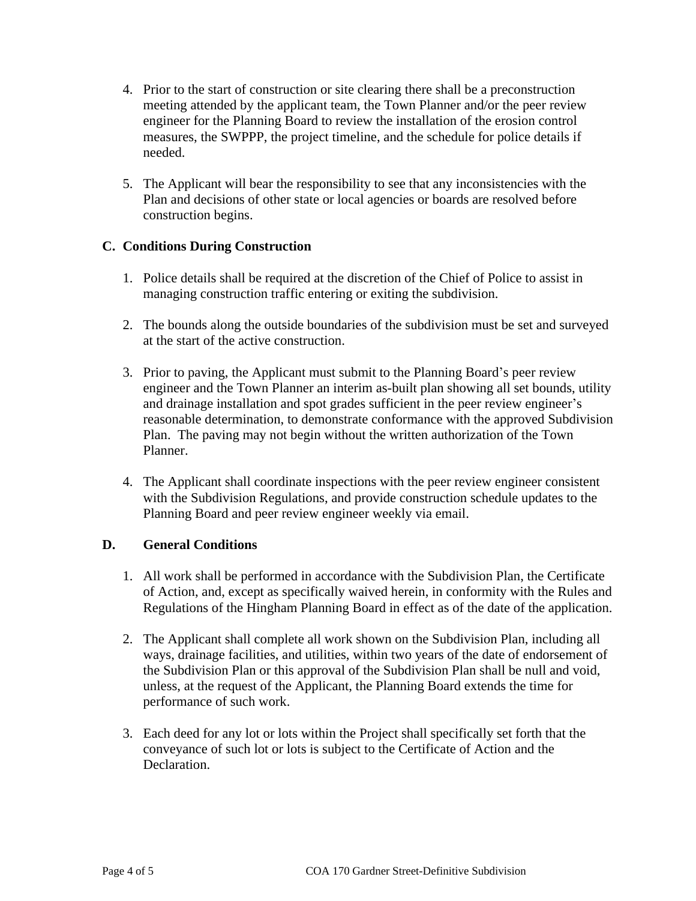4. Prior to the start of construction or site clearing there shall be a preconstruction meeting attended by the applicant team, the Town Planner and/or the peer review engineer for the Planning Board to review the installation of the erosion control measures, the SWPPP, the project timeline, and the schedule for police details if needed.

5. The Applicant will bear the responsibility to see that any inconsistencies with the Plan and decisions of other state or local agencies or boards are resolved before construction begins.

### C. Conditions During Construction

1. Police details shall be required at the discretion of the Chief of Police to assist in managing construction traffic entering or exiting the subdivision.

2. The bounds along the outside boundaries of the subdivision must be set and surveyed at the start of the active construction.

3. Prior to paving, the Applicant must submit to the Planning Board's peer review engineer and the Town Planner an interim as-built plan showing all set bounds, utility and drainage installation and spot grades sufficient in the peer review engineer's reasonable determination, to demonstrate conformance with the approved Subdivision Plan. The paving may not begin without the written authorization of the Town Planner.

4. The Applicant shall coordinate inspections with the peer review engineer consistent with the Subdivision Regulations, and provide construction schedule updates to the Planning Board and peer review engineer weekly via email.

### D. General Conditions

1. All work shall be performed in accordance with the Subdivision Plan, the Certificate of Action, and, except as specifically waived herein, in conformity with the Rules and Regulations of the Hingham Planning Board in effect as of the date of the application.

2. The Applicant shall complete all work shown on the Subdivision Plan, including all ways, drainage facilities, and utilities, within two years of the date of endorsement of the Subdivision Plan or this approval of the Subdivision Plan shall be null and void, unless, at the request of the Applicant, the Planning Board extends the time for performance of such work.

3. Each deed for any lot or lots within the Project shall specifically set forth that the conveyance of such lot or lots is subject to the Certificate of Action and the Declaration.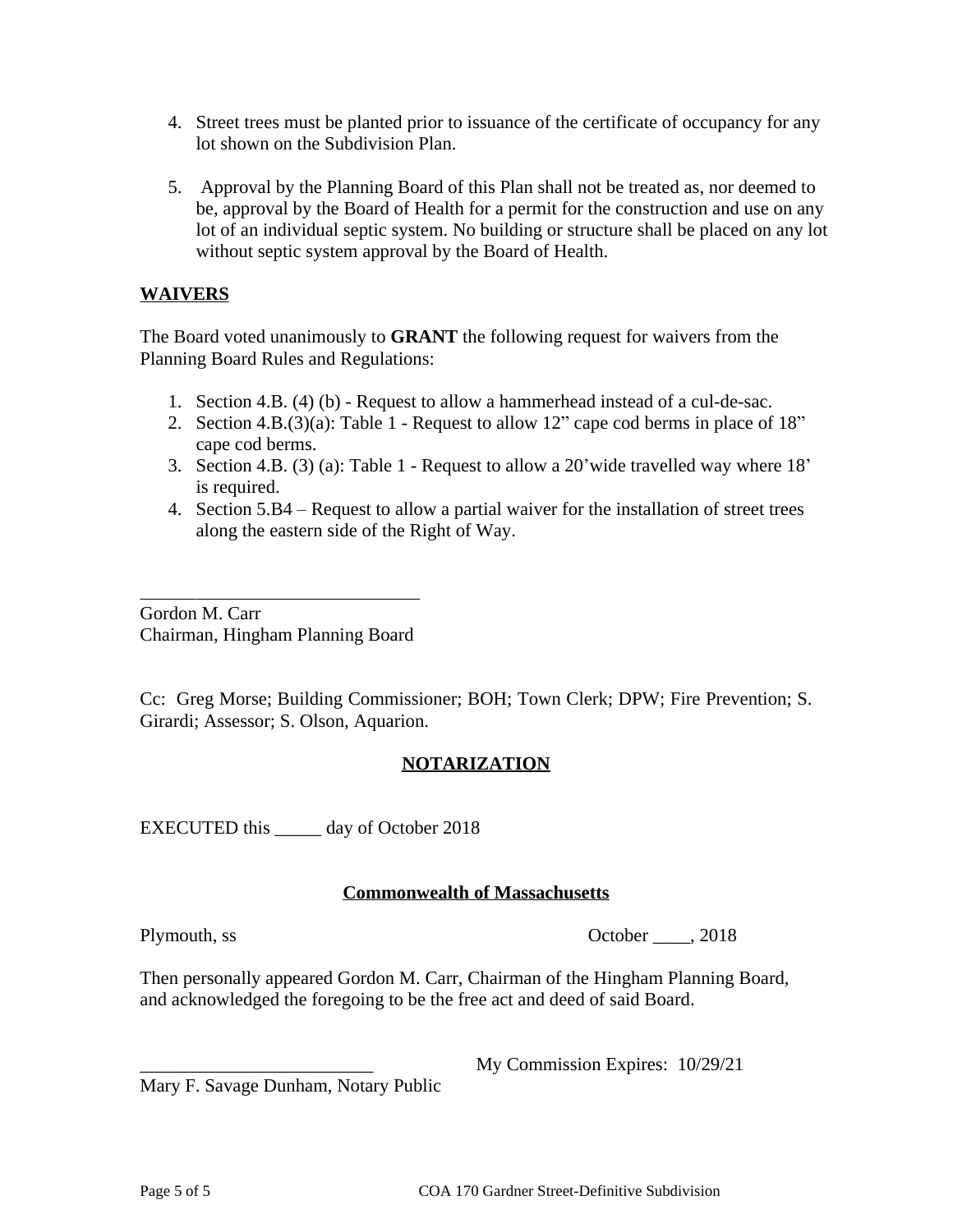4. Street trees must be planted prior to issuance of the certificate of occupancy for any lot shown on the Subdivision Plan.

5. Approval by the Planning Board of this Plan shall not be treated as, nor deemed to be, approval by the Board of Health for a permit for the construction and use on any lot of an individual septic system. No building or structure shall be placed on any lot without septic system approval by the Board of Health.

## WAIVERS

The Board voted unanimously to **GRANT** the following request for waivers from the Planning Board Rules and Regulations:

1. Section 4.B. (4) (b) - Request to allow a hammerhead instead of a cul-de-sac.
2. Section 4.B.(3)(a): Table 1 - Request to allow 12" cape cod berms in place of 18" cape cod berms.
3. Section 4.B. (3) (a): Table 1 - Request to allow a 20'wide travelled way where 18' is required.
4. Section 5.B4 – Request to allow a partial waiver for the installation of street trees along the eastern side of the Right of Way.

_______________________________

Gordon M. Carr
Chairman, Hingham Planning Board

Cc: Greg Morse; Building Commissioner; BOH; Town Clerk; DPW; Fire Prevention; S. Girardi; Assessor; S. Olson, Aquarion.

## NOTARIZATION

EXECUTED this _____ day of October 2018

### Commonwealth of Massachusetts

Plymouth, ss October ____, 2018

Then personally appeared Gordon M. Carr, Chairman of the Hingham Planning Board, and acknowledged the foregoing to be the free act and deed of said Board.

_________________________ My Commission Expires: 10/29/21

Mary F. Savage Dunham, Notary Public